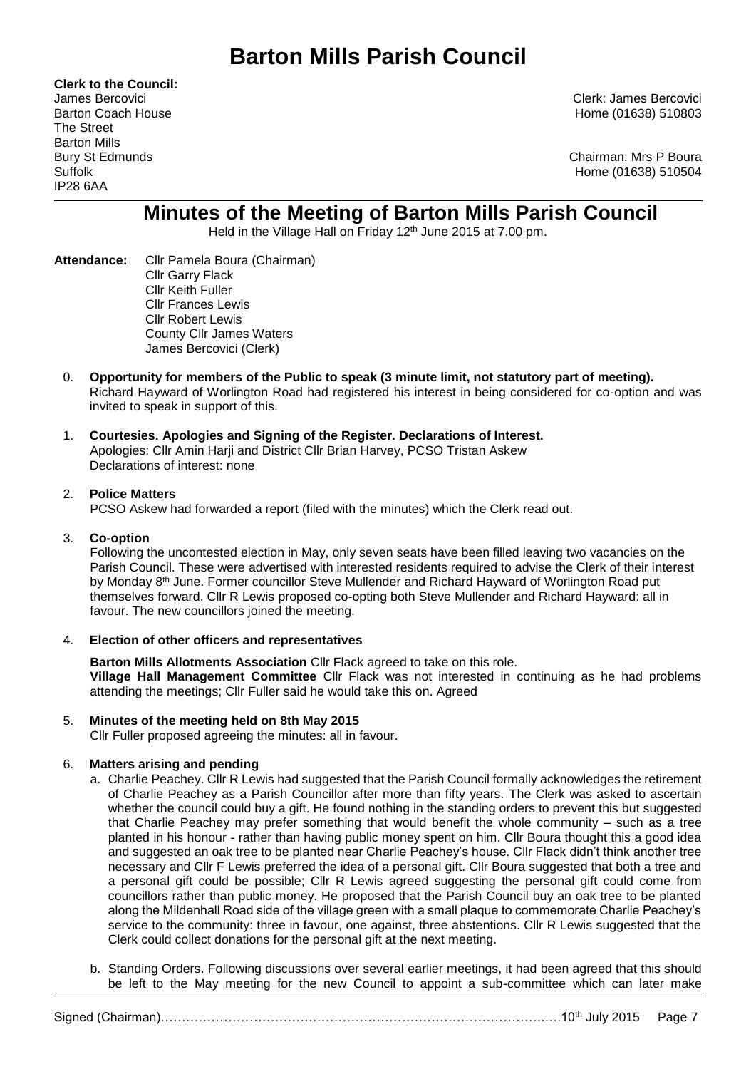# Barton Mills Parish Council

**Clerk to the Council:**
James Bercovici
Barton Coach House
The Street
Barton Mills
Bury St Edmunds
Suffolk
IP28 6AA

Clerk: James Bercovici
Home (01638) 510803

Chairman: Mrs P Boura
Home (01638) 510504

## Minutes of the Meeting of Barton Mills Parish Council

Held in the Village Hall on Friday 12th June 2015 at 7.00 pm.

**Attendance:** Cllr Pamela Boura (Chairman)
Cllr Garry Flack
Cllr Keith Fuller
Cllr Frances Lewis
Cllr Robert Lewis
County Cllr James Waters
James Bercovici (Clerk)

0. **Opportunity for members of the Public to speak (3 minute limit, not statutory part of meeting).**
Richard Hayward of Worlington Road had registered his interest in being considered for co-option and was invited to speak in support of this.

1. **Courtesies. Apologies and Signing of the Register. Declarations of Interest.**
Apologies: Cllr Amin Harji and District Cllr Brian Harvey, PCSO Tristan Askew
Declarations of interest: none

2. **Police Matters**
PCSO Askew had forwarded a report (filed with the minutes) which the Clerk read out.

3. **Co-option**
Following the uncontested election in May, only seven seats have been filled leaving two vacancies on the Parish Council. These were advertised with interested residents required to advise the Clerk of their interest by Monday 8th June. Former councillor Steve Mullender and Richard Hayward of Worlington Road put themselves forward. Cllr R Lewis proposed co-opting both Steve Mullender and Richard Hayward: all in favour. The new councillors joined the meeting.

4. **Election of other officers and representatives**

   **Barton Mills Allotments Association** Cllr Flack agreed to take on this role.
   **Village Hall Management Committee** Cllr Flack was not interested in continuing as he had problems attending the meetings; Cllr Fuller said he would take this on. Agreed

5. **Minutes of the meeting held on 8th May 2015**
Cllr Fuller proposed agreeing the minutes: all in favour.

6. **Matters arising and pending**
   a. Charlie Peachey. Cllr R Lewis had suggested that the Parish Council formally acknowledges the retirement of Charlie Peachey as a Parish Councillor after more than fifty years. The Clerk was asked to ascertain whether the council could buy a gift. He found nothing in the standing orders to prevent this but suggested that Charlie Peachey may prefer something that would benefit the whole community – such as a tree planted in his honour - rather than having public money spent on him. Cllr Boura thought this a good idea and suggested an oak tree to be planted near Charlie Peachey's house. Cllr Flack didn't think another tree necessary and Cllr F Lewis preferred the idea of a personal gift. Cllr Boura suggested that both a tree and a personal gift could be possible; Cllr R Lewis agreed suggesting the personal gift could come from councillors rather than public money. He proposed that the Parish Council buy an oak tree to be planted along the Mildenhall Road side of the village green with a small plaque to commemorate Charlie Peachey's service to the community: three in favour, one against, three abstentions. Cllr R Lewis suggested that the Clerk could collect donations for the personal gift at the next meeting.

   b. Standing Orders. Following discussions over several earlier meetings, it had been agreed that this should be left to the May meeting for the new Council to appoint a sub-committee which can later make

Signed (Chairman)…………………………………………………………………………………10th July 2015 Page 7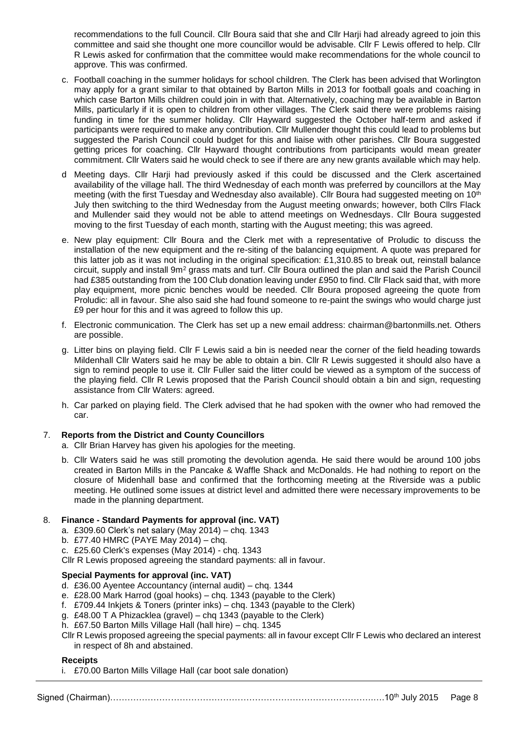recommendations to the full Council. Cllr Boura said that she and Cllr Harji had already agreed to join this committee and said she thought one more councillor would be advisable. Cllr F Lewis offered to help. Cllr R Lewis asked for confirmation that the committee would make recommendations for the whole council to approve. This was confirmed.

c. Football coaching in the summer holidays for school children. The Clerk has been advised that Worlington may apply for a grant similar to that obtained by Barton Mills in 2013 for football goals and coaching in which case Barton Mills children could join in with that. Alternatively, coaching may be available in Barton Mills, particularly if it is open to children from other villages. The Clerk said there were problems raising funding in time for the summer holiday. Cllr Hayward suggested the October half-term and asked if participants were required to make any contribution. Cllr Mullender thought this could lead to problems but suggested the Parish Council could budget for this and liaise with other parishes. Cllr Boura suggested getting prices for coaching. Cllr Hayward thought contributions from participants would mean greater commitment. Cllr Waters said he would check to see if there are any new grants available which may help.

d Meeting days. Cllr Harji had previously asked if this could be discussed and the Clerk ascertained availability of the village hall. The third Wednesday of each month was preferred by councillors at the May meeting (with the first Tuesday and Wednesday also available). Cllr Boura had suggested meeting on 10th July then switching to the third Wednesday from the August meeting onwards; however, both Cllrs Flack and Mullender said they would not be able to attend meetings on Wednesdays. Cllr Boura suggested moving to the first Tuesday of each month, starting with the August meeting; this was agreed.

e. New play equipment: Cllr Boura and the Clerk met with a representative of Proludic to discuss the installation of the new equipment and the re-siting of the balancing equipment. A quote was prepared for this latter job as it was not including in the original specification: £1,310.85 to break out, reinstall balance circuit, supply and install 9m$^2$ grass mats and turf. Cllr Boura outlined the plan and said the Parish Council had £385 outstanding from the 100 Club donation leaving under £950 to find. Cllr Flack said that, with more play equipment, more picnic benches would be needed. Cllr Boura proposed agreeing the quote from Proludic: all in favour. She also said she had found someone to re-paint the swings who would charge just £9 per hour for this and it was agreed to follow this up.

f. Electronic communication. The Clerk has set up a new email address: chairman@bartonmills.net. Others are possible.

g. Litter bins on playing field. Cllr F Lewis said a bin is needed near the corner of the field heading towards Mildenhall Cllr Waters said he may be able to obtain a bin. Cllr R Lewis suggested it should also have a sign to remind people to use it. Cllr Fuller said the litter could be viewed as a symptom of the success of the playing field. Cllr R Lewis proposed that the Parish Council should obtain a bin and sign, requesting assistance from Cllr Waters: agreed.

h. Car parked on playing field. The Clerk advised that he had spoken with the owner who had removed the car.

7. **Reports from the District and County Councillors**

a. Cllr Brian Harvey has given his apologies for the meeting.

b. Cllr Waters said he was still promoting the devolution agenda. He said there would be around 100 jobs created in Barton Mills in the Pancake & Waffle Shack and McDonalds. He had nothing to report on the closure of Midenhall base and confirmed that the forthcoming meeting at the Riverside was a public meeting. He outlined some issues at district level and admitted there were necessary improvements to be made in the planning department.

8. **Finance - Standard Payments for approval (inc. VAT)**

a. £309.60 Clerk's net salary (May 2014) – chq. 1343
b. £77.40 HMRC (PAYE May 2014) – chq.
c. £25.60 Clerk's expenses (May 2014) - chq. 1343

Cllr R Lewis proposed agreeing the standard payments: all in favour.

**Special Payments for approval (inc. VAT)**

d. £36.00 Ayentee Accountancy (internal audit) – chq. 1344
e. £28.00 Mark Harrod (goal hooks) – chq. 1343 (payable to the Clerk)
f. £709.44 Inkjets & Toners (printer inks) – chq. 1343 (payable to the Clerk)
g. £48.00 T A Phizacklea (gravel) – chq 1343 (payable to the Clerk)
h. £67.50 Barton Mills Village Hall (hall hire) – chq. 1345

Cllr R Lewis proposed agreeing the special payments: all in favour except Cllr F Lewis who declared an interest in respect of 8h and abstained.

**Receipts**

i. £70.00 Barton Mills Village Hall (car boot sale donation)

Signed (Chairman)……………………………………………………………………………….10th July 2015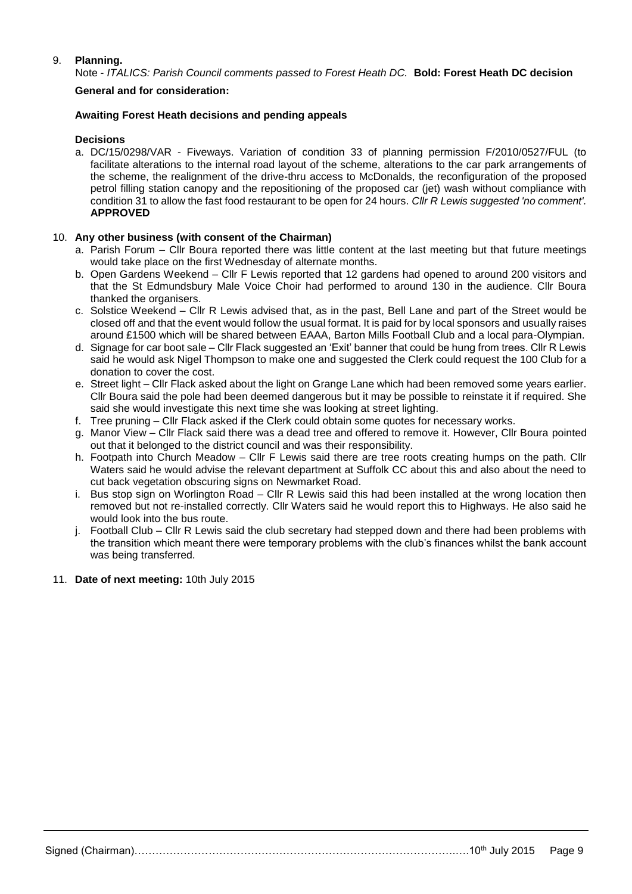9. **Planning.**

   Note - *ITALICS: Parish Council comments passed to Forest Heath DC.* **Bold: Forest Heath DC decision**

   **General and for consideration:**

   **Awaiting Forest Heath decisions and pending appeals**

   **Decisions**

   a. DC/15/0298/VAR - Fiveways. Variation of condition 33 of planning permission F/2010/0527/FUL (to facilitate alterations to the internal road layout of the scheme, alterations to the car park arrangements of the scheme, the realignment of the drive-thru access to McDonalds, the reconfiguration of the proposed petrol filling station canopy and the repositioning of the proposed car (jet) wash without compliance with condition 31 to allow the fast food restaurant to be open for 24 hours. *Cllr R Lewis suggested 'no comment'.* **APPROVED**

10. **Any other business (with consent of the Chairman)**

    a. Parish Forum – Cllr Boura reported there was little content at the last meeting but that future meetings would take place on the first Wednesday of alternate months.

    b. Open Gardens Weekend – Cllr F Lewis reported that 12 gardens had opened to around 200 visitors and that the St Edmundsbury Male Voice Choir had performed to around 130 in the audience. Cllr Boura thanked the organisers.

    c. Solstice Weekend – Cllr R Lewis advised that, as in the past, Bell Lane and part of the Street would be closed off and that the event would follow the usual format. It is paid for by local sponsors and usually raises around £1500 which will be shared between EAAA, Barton Mills Football Club and a local para-Olympian.

    d. Signage for car boot sale – Cllr Flack suggested an 'Exit' banner that could be hung from trees. Cllr R Lewis said he would ask Nigel Thompson to make one and suggested the Clerk could request the 100 Club for a donation to cover the cost.

    e. Street light – Cllr Flack asked about the light on Grange Lane which had been removed some years earlier. Cllr Boura said the pole had been deemed dangerous but it may be possible to reinstate it if required. She said she would investigate this next time she was looking at street lighting.

    f. Tree pruning – Cllr Flack asked if the Clerk could obtain some quotes for necessary works.

    g. Manor View – Cllr Flack said there was a dead tree and offered to remove it. However, Cllr Boura pointed out that it belonged to the district council and was their responsibility.

    h. Footpath into Church Meadow – Cllr F Lewis said there are tree roots creating humps on the path. Cllr Waters said he would advise the relevant department at Suffolk CC about this and also about the need to cut back vegetation obscuring signs on Newmarket Road.

    i. Bus stop sign on Worlington Road – Cllr R Lewis said this had been installed at the wrong location then removed but not re-installed correctly. Cllr Waters said he would report this to Highways. He also said he would look into the bus route.

    j. Football Club – Cllr R Lewis said the club secretary had stepped down and there had been problems with the transition which meant there were temporary problems with the club's finances whilst the bank account was being transferred.

11. **Date of next meeting:** 10th July 2015

Signed (Chairman)………………………………………………………………………………10th July 2015